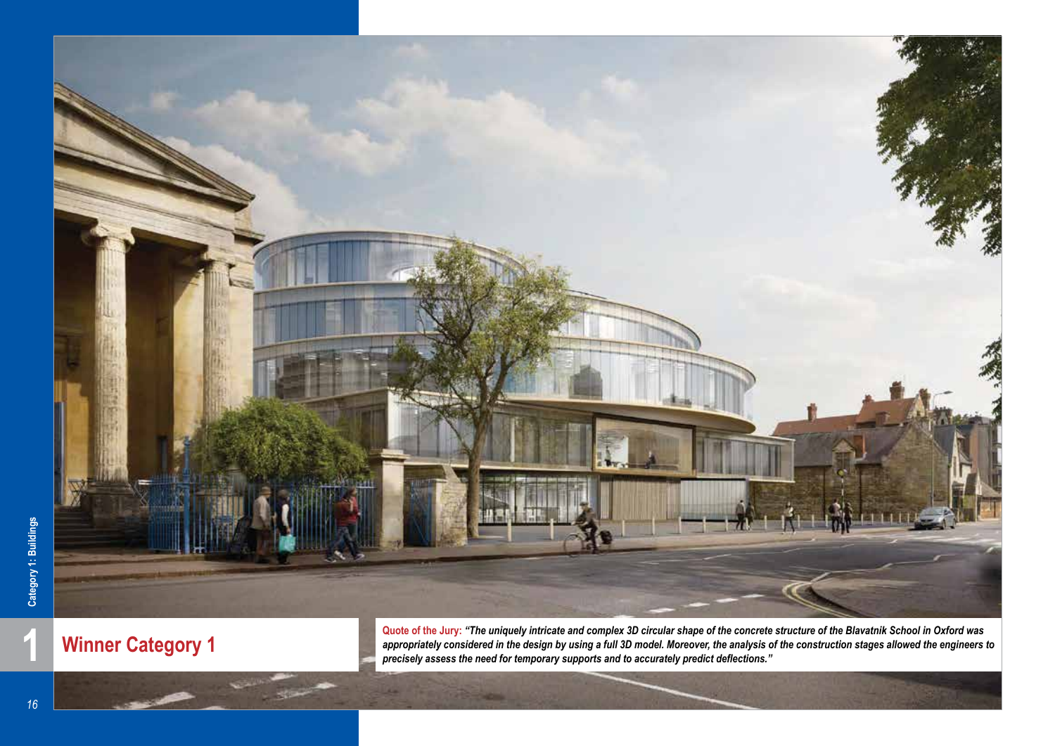## Winner Category 1

**Quote of the Jury:** ***"The uniquely intricate and complex 3D circular shape of the concrete structure of the Blavatnik School in Oxford was appropriately considered in the design by using a full 3D model. Moreover, the analysis of the construction stages allowed the engineers to precisely assess the need for temporary supports and to accurately predict deflections."***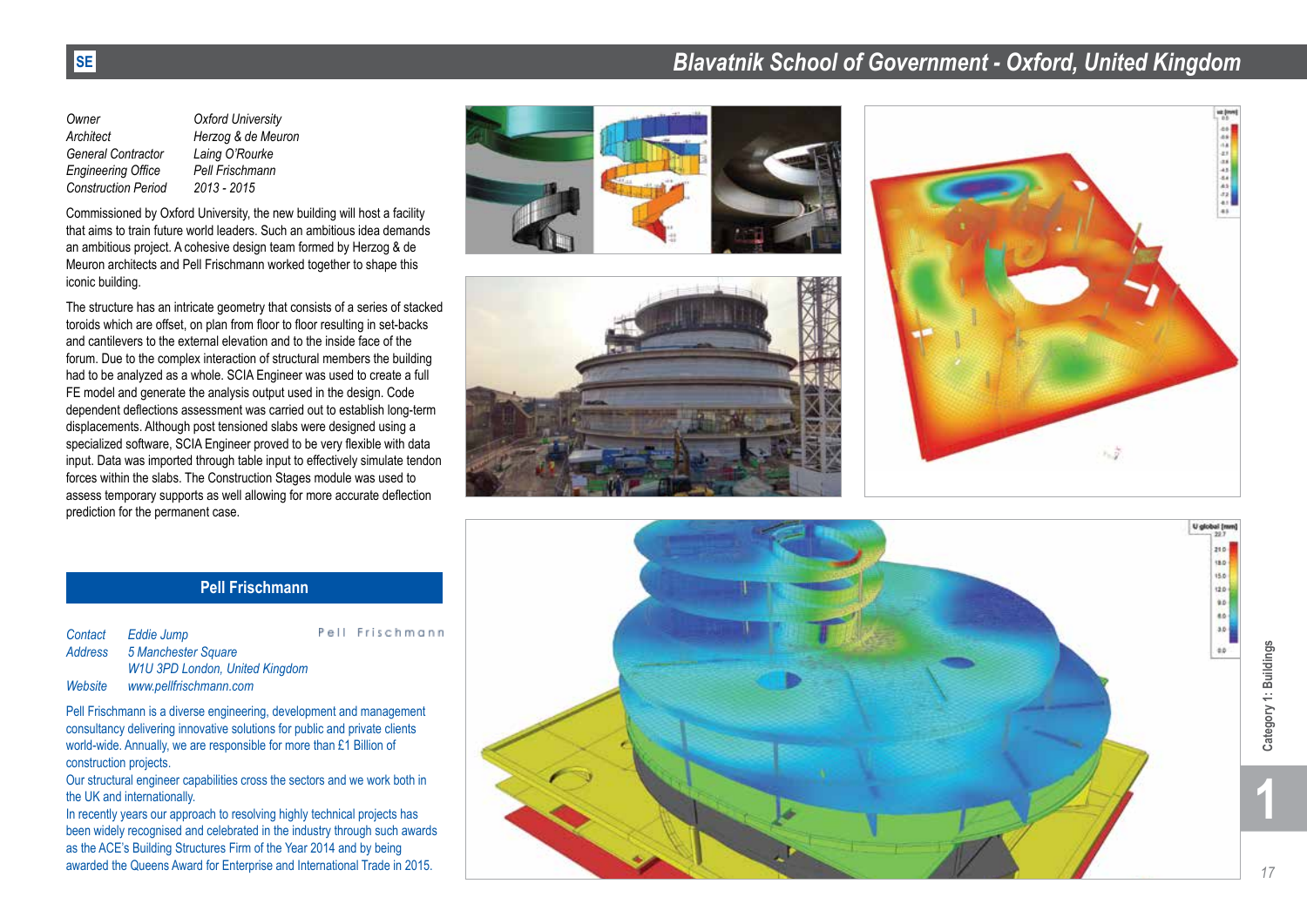# Blavatnik School of Government - Oxford, United Kingdom

| | |
|---|---|
| *Owner* | *Oxford University* |
| *Architect* | *Herzog & de Meuron* |
| *General Contractor* | *Laing O'Rourke* |
| *Engineering Office* | *Pell Frischmann* |
| *Construction Period* | *2013 - 2015* |

Commissioned by Oxford University, the new building will host a facility that aims to train future world leaders. Such an ambitious idea demands an ambitious project. A cohesive design team formed by Herzog & de Meuron architects and Pell Frischmann worked together to shape this iconic building.

The structure has an intricate geometry that consists of a series of stacked toroids which are offset, on plan from floor to floor resulting in set-backs and cantilevers to the external elevation and to the inside face of the forum. Due to the complex interaction of structural members the building had to be analyzed as a whole. SCIA Engineer was used to create a full FE model and generate the analysis output used in the design. Code dependent deflections assessment was carried out to establish long-term displacements. Although post tensioned slabs were designed using a specialized software, SCIA Engineer proved to be very flexible with data input. Data was imported through table input to effectively simulate tendon forces within the slabs. The Construction Stages module was used to assess temporary supports as well allowing for more accurate deflection prediction for the permanent case.

## Pell Frischmann

| | |
|---|---|
| *Contact* | *Eddie Jump* |
| *Address* | *5 Manchester Square* |
| | *W1U 3PD London, United Kingdom* |
| *Website* | *www.pellfrischmann.com* |

Pell Frischmann is a diverse engineering, development and management consultancy delivering innovative solutions for public and private clients world-wide. Annually, we are responsible for more than £1 Billion of construction projects.

Our structural engineer capabilities cross the sectors and we work both in the UK and internationally.

In recently years our approach to resolving highly technical projects has been widely recognised and celebrated in the industry through such awards as the ACE's Building Structures Firm of the Year 2014 and by being awarded the Queens Award for Enterprise and International Trade in 2015.